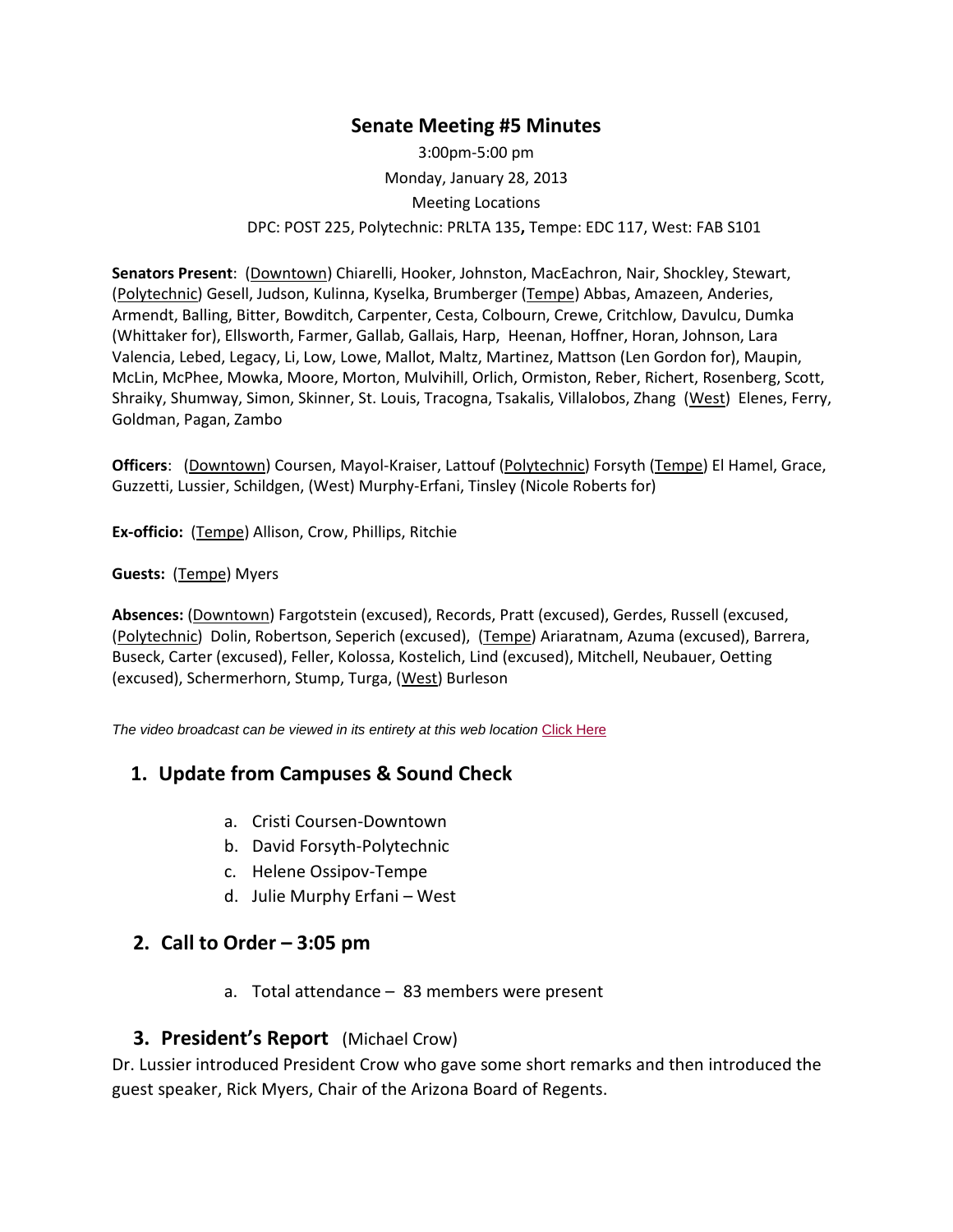# Senate Meeting #5 Minutes

3:00pm-5:00 pm
Monday, January 28, 2013
Meeting Locations
DPC: POST 225, Polytechnic: PRLTA 135**,** Tempe: EDC 117, West: FAB S101

**Senators Present**: (Downtown) Chiarelli, Hooker, Johnston, MacEachron, Nair, Shockley, Stewart, (Polytechnic) Gesell, Judson, Kulinna, Kyselka, Brumberger (Tempe) Abbas, Amazeen, Anderies, Armendt, Balling, Bitter, Bowditch, Carpenter, Cesta, Colbourn, Crewe, Critchlow, Davulcu, Dumka (Whittaker for), Ellsworth, Farmer, Gallab, Gallais, Harp, Heenan, Hoffner, Horan, Johnson, Lara Valencia, Lebed, Legacy, Li, Low, Lowe, Mallot, Maltz, Martinez, Mattson (Len Gordon for), Maupin, McLin, McPhee, Mowka, Moore, Morton, Mulvihill, Orlich, Ormiston, Reber, Richert, Rosenberg, Scott, Shraiky, Shumway, Simon, Skinner, St. Louis, Tracogna, Tsakalis, Villalobos, Zhang (West) Elenes, Ferry, Goldman, Pagan, Zambo

**Officers**: (Downtown) Coursen, Mayol-Kraiser, Lattouf (Polytechnic) Forsyth (Tempe) El Hamel, Grace, Guzzetti, Lussier, Schildgen, (West) Murphy-Erfani, Tinsley (Nicole Roberts for)

**Ex-officio:** (Tempe) Allison, Crow, Phillips, Ritchie

**Guests:** (Tempe) Myers

**Absences:** (Downtown) Fargotstein (excused), Records, Pratt (excused), Gerdes, Russell (excused), (Polytechnic) Dolin, Robertson, Seperich (excused), (Tempe) Ariaratnam, Azuma (excused), Barrera, Buseck, Carter (excused), Feller, Kolossa, Kostelich, Lind (excused), Mitchell, Neubauer, Oetting (excused), Schermerhorn, Stump, Turga, (West) Burleson

*The video broadcast can be viewed in its entirety at this web location* Click Here

## 1. Update from Campuses & Sound Check

a. Cristi Coursen-Downtown
b. David Forsyth-Polytechnic
c. Helene Ossipov-Tempe
d. Julie Murphy Erfani – West

## 2. Call to Order – 3:05 pm

a. Total attendance – 83 members were present

## 3. President's Report (Michael Crow)

Dr. Lussier introduced President Crow who gave some short remarks and then introduced the guest speaker, Rick Myers, Chair of the Arizona Board of Regents.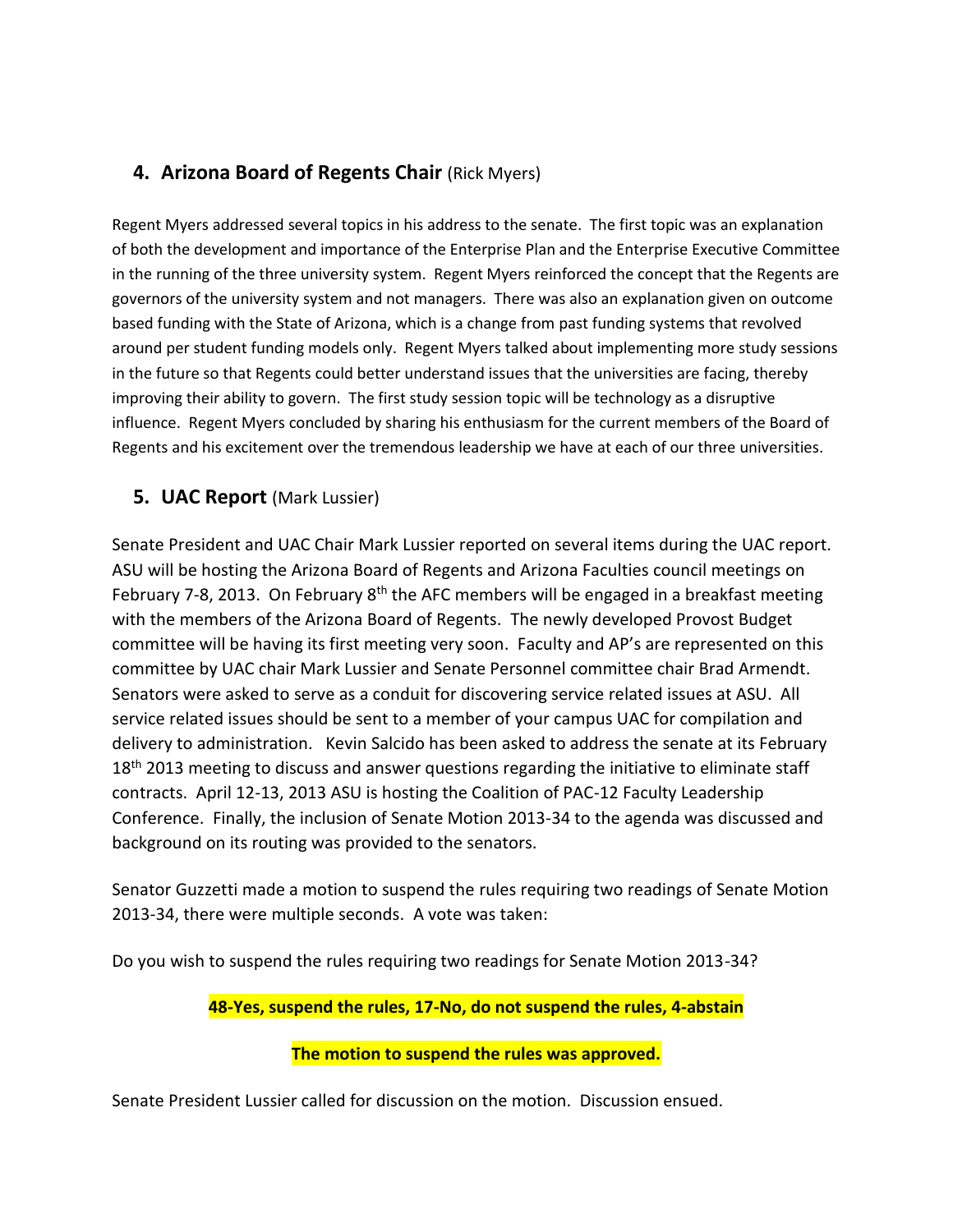## 4. Arizona Board of Regents Chair (Rick Myers)

Regent Myers addressed several topics in his address to the senate. The first topic was an explanation of both the development and importance of the Enterprise Plan and the Enterprise Executive Committee in the running of the three university system. Regent Myers reinforced the concept that the Regents are governors of the university system and not managers. There was also an explanation given on outcome based funding with the State of Arizona, which is a change from past funding systems that revolved around per student funding models only. Regent Myers talked about implementing more study sessions in the future so that Regents could better understand issues that the universities are facing, thereby improving their ability to govern. The first study session topic will be technology as a disruptive influence. Regent Myers concluded by sharing his enthusiasm for the current members of the Board of Regents and his excitement over the tremendous leadership we have at each of our three universities.

## 5. UAC Report (Mark Lussier)

Senate President and UAC Chair Mark Lussier reported on several items during the UAC report. ASU will be hosting the Arizona Board of Regents and Arizona Faculties council meetings on February 7-8, 2013. On February 8th the AFC members will be engaged in a breakfast meeting with the members of the Arizona Board of Regents. The newly developed Provost Budget committee will be having its first meeting very soon. Faculty and AP's are represented on this committee by UAC chair Mark Lussier and Senate Personnel committee chair Brad Armendt. Senators were asked to serve as a conduit for discovering service related issues at ASU. All service related issues should be sent to a member of your campus UAC for compilation and delivery to administration. Kevin Salcido has been asked to address the senate at its February 18th 2013 meeting to discuss and answer questions regarding the initiative to eliminate staff contracts. April 12-13, 2013 ASU is hosting the Coalition of PAC-12 Faculty Leadership Conference. Finally, the inclusion of Senate Motion 2013-34 to the agenda was discussed and background on its routing was provided to the senators.

Senator Guzzetti made a motion to suspend the rules requiring two readings of Senate Motion 2013-34, there were multiple seconds. A vote was taken:

Do you wish to suspend the rules requiring two readings for Senate Motion 2013-34?

**48-Yes, suspend the rules, 17-No, do not suspend the rules, 4-abstain**

**The motion to suspend the rules was approved.**

Senate President Lussier called for discussion on the motion. Discussion ensued.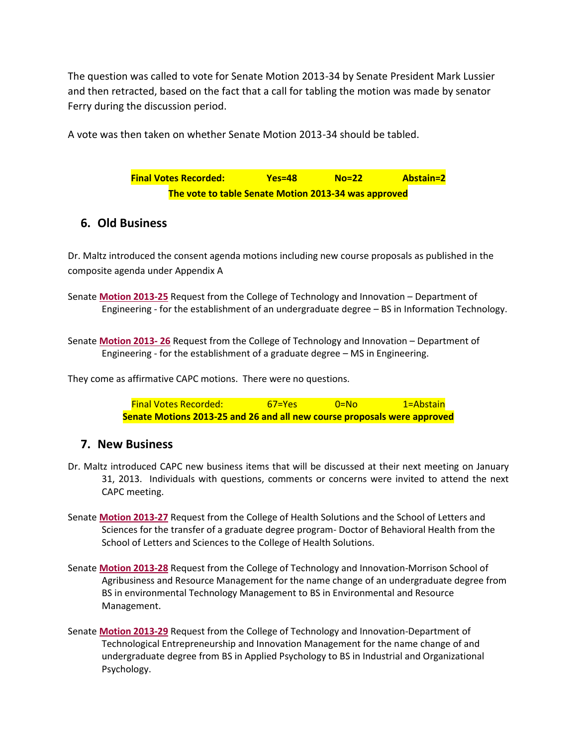The question was called to vote for Senate Motion 2013-34 by Senate President Mark Lussier and then retracted, based on the fact that a call for tabling the motion was made by senator Ferry during the discussion period.

A vote was then taken on whether Senate Motion 2013-34 should be tabled.

**Final Votes Recorded: Yes=48 No=22 Abstain=2**

**The vote to table Senate Motion 2013-34 was approved**

## 6. Old Business

Dr. Maltz introduced the consent agenda motions including new course proposals as published in the composite agenda under Appendix A

Senate **Motion 2013-25** Request from the College of Technology and Innovation – Department of Engineering - for the establishment of an undergraduate degree – BS in Information Technology.

Senate **Motion 2013- 26** Request from the College of Technology and Innovation – Department of Engineering - for the establishment of a graduate degree – MS in Engineering.

They come as affirmative CAPC motions. There were no questions.

Final Votes Recorded: 67=Yes 0=No 1=Abstain

**Senate Motions 2013-25 and 26 and all new course proposals were approved**

## 7. New Business

Dr. Maltz introduced CAPC new business items that will be discussed at their next meeting on January 31, 2013. Individuals with questions, comments or concerns were invited to attend the next CAPC meeting.

Senate **Motion 2013-27** Request from the College of Health Solutions and the School of Letters and Sciences for the transfer of a graduate degree program- Doctor of Behavioral Health from the School of Letters and Sciences to the College of Health Solutions.

Senate **Motion 2013-28** Request from the College of Technology and Innovation-Morrison School of Agribusiness and Resource Management for the name change of an undergraduate degree from BS in environmental Technology Management to BS in Environmental and Resource Management.

Senate **Motion 2013-29** Request from the College of Technology and Innovation-Department of Technological Entrepreneurship and Innovation Management for the name change of and undergraduate degree from BS in Applied Psychology to BS in Industrial and Organizational Psychology.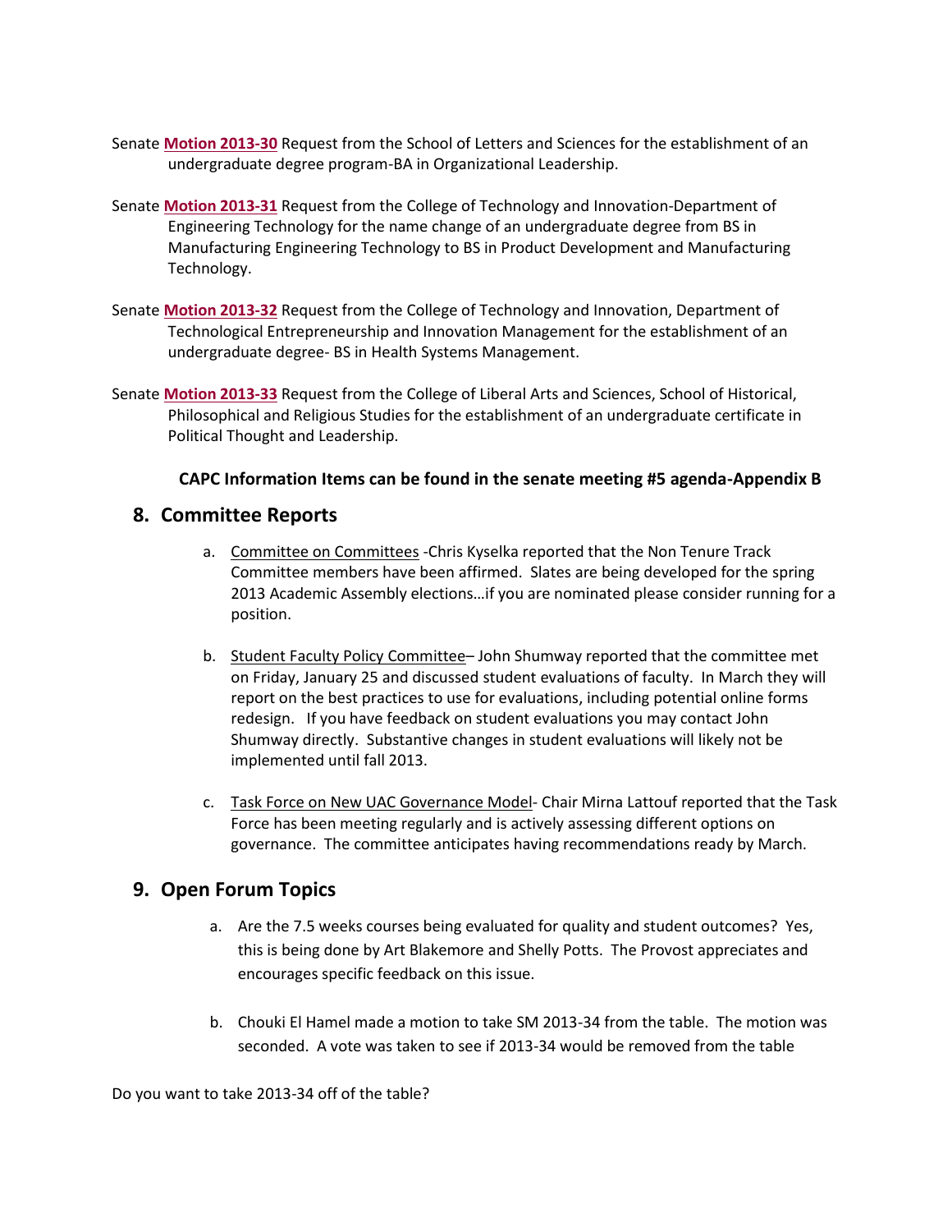Senate **Motion 2013-30** Request from the School of Letters and Sciences for the establishment of an undergraduate degree program-BA in Organizational Leadership.

Senate **Motion 2013-31** Request from the College of Technology and Innovation-Department of Engineering Technology for the name change of an undergraduate degree from BS in Manufacturing Engineering Technology to BS in Product Development and Manufacturing Technology.

Senate **Motion 2013-32** Request from the College of Technology and Innovation, Department of Technological Entrepreneurship and Innovation Management for the establishment of an undergraduate degree- BS in Health Systems Management.

Senate **Motion 2013-33** Request from the College of Liberal Arts and Sciences, School of Historical, Philosophical and Religious Studies for the establishment of an undergraduate certificate in Political Thought and Leadership.

**CAPC Information Items can be found in the senate meeting #5 agenda-Appendix B**

## 8. Committee Reports

a. Committee on Committees -Chris Kyselka reported that the Non Tenure Track Committee members have been affirmed. Slates are being developed for the spring 2013 Academic Assembly elections…if you are nominated please consider running for a position.

b. Student Faculty Policy Committee– John Shumway reported that the committee met on Friday, January 25 and discussed student evaluations of faculty. In March they will report on the best practices to use for evaluations, including potential online forms redesign. If you have feedback on student evaluations you may contact John Shumway directly. Substantive changes in student evaluations will likely not be implemented until fall 2013.

c. Task Force on New UAC Governance Model- Chair Mirna Lattouf reported that the Task Force has been meeting regularly and is actively assessing different options on governance. The committee anticipates having recommendations ready by March.

## 9. Open Forum Topics

a. Are the 7.5 weeks courses being evaluated for quality and student outcomes? Yes, this is being done by Art Blakemore and Shelly Potts. The Provost appreciates and encourages specific feedback on this issue.

b. Chouki El Hamel made a motion to take SM 2013-34 from the table. The motion was seconded. A vote was taken to see if 2013-34 would be removed from the table

Do you want to take 2013-34 off of the table?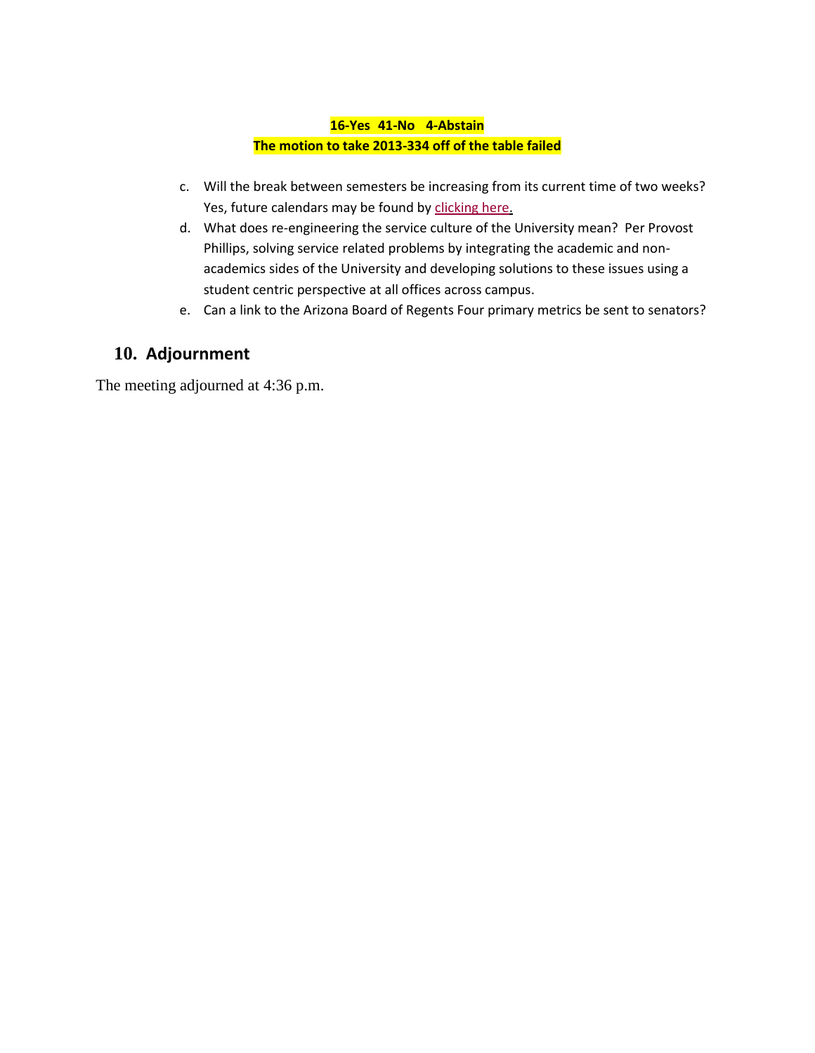**16-Yes 41-No 4-Abstain**
**The motion to take 2013-334 off of the table failed**

c. Will the break between semesters be increasing from its current time of two weeks? Yes, future calendars may be found by clicking here.
d. What does re-engineering the service culture of the University mean? Per Provost Phillips, solving service related problems by integrating the academic and non-academics sides of the University and developing solutions to these issues using a student centric perspective at all offices across campus.
e. Can a link to the Arizona Board of Regents Four primary metrics be sent to senators?

## 10. Adjournment

The meeting adjourned at 4:36 p.m.